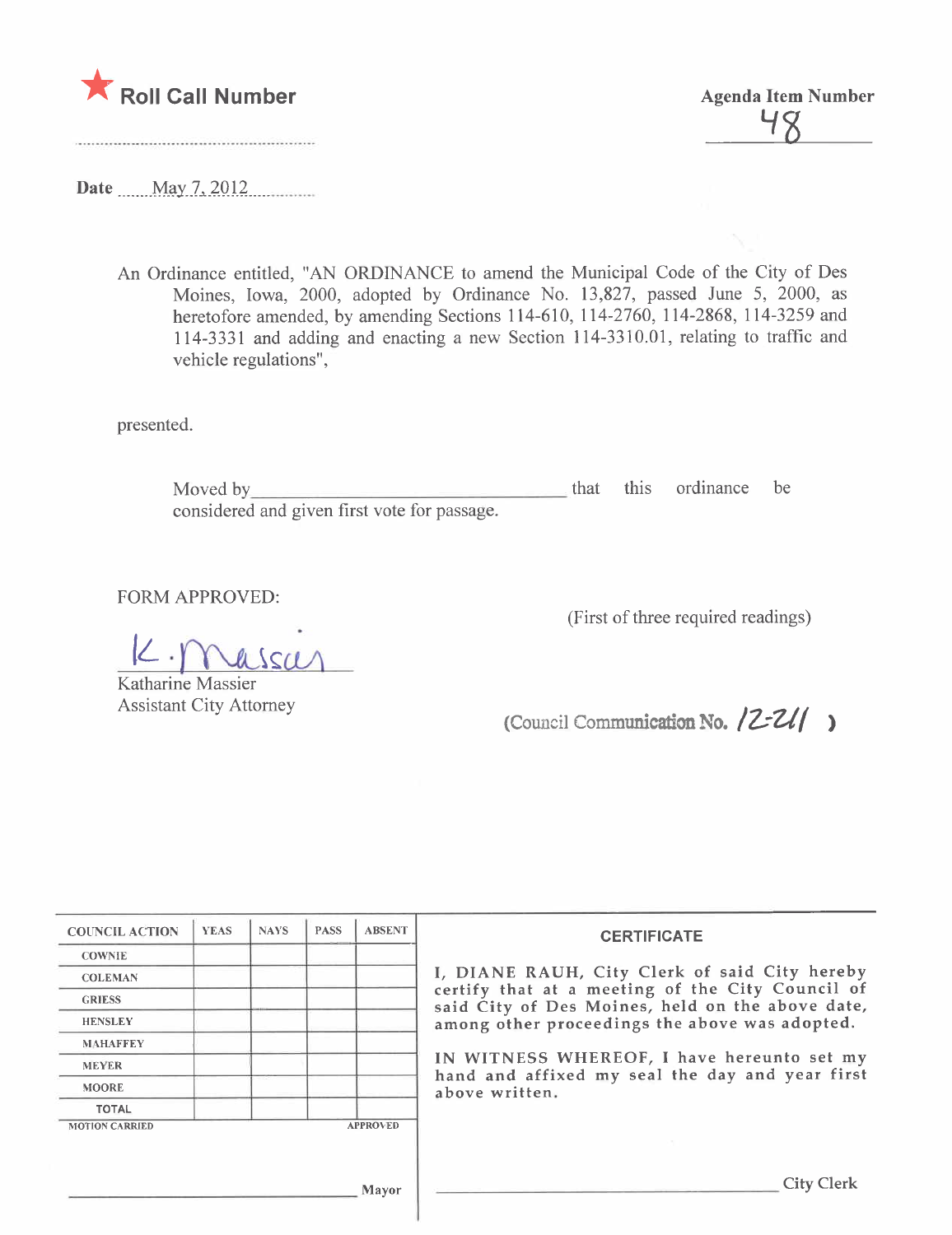★ **Roll Call Number**

**Agenda Item Number**
48

**Date** May 7, 2012

An Ordinance entitled, "AN ORDINANCE to amend the Municipal Code of the City of Des Moines, Iowa, 2000, adopted by Ordinance No. 13,827, passed June 5, 2000, as heretofore amended, by amending Sections 114-610, 114-2760, 114-2868, 114-3259 and 114-3331 and adding and enacting a new Section 114-3310.01, relating to traffic and vehicle regulations",

presented.

Moved by\_\_\_\_\_\_\_\_\_\_\_\_\_\_\_\_\_\_\_\_\_\_\_\_\_\_\_\_\_\_\_\_\_\_\_\_ that this ordinance be considered and given first vote for passage.

FORM APPROVED:

K. Massier
Katharine Massier
Assistant City Attorney

(First of three required readings)

(Council Communication No. 12-211)

| COUNCIL ACTION | YEAS | NAYS | PASS | ABSENT |
|---|---|---|---|---|
| COWNIE | | | | |
| COLEMAN | | | | |
| GRIESS | | | | |
| HENSLEY | | | | |
| MAHAFFEY | | | | |
| MEYER | | | | |
| MOORE | | | | |
| TOTAL | | | | |
| MOTION CARRIED | | | | APPROVED |

\_\_\_\_\_\_\_\_\_\_\_\_\_\_\_\_\_\_\_\_\_\_\_\_\_\_\_\_\_\_ Mayor

**CERTIFICATE**

I, DIANE RAUH, City Clerk of said City hereby certify that at a meeting of the City Council of said City of Des Moines, held on the above date, among other proceedings the above was adopted.

IN WITNESS WHEREOF, I have hereunto set my hand and affixed my seal the day and year first above written.

\_\_\_\_\_\_\_\_\_\_\_\_\_\_\_\_\_\_\_\_\_\_\_\_\_\_\_\_\_\_ City Clerk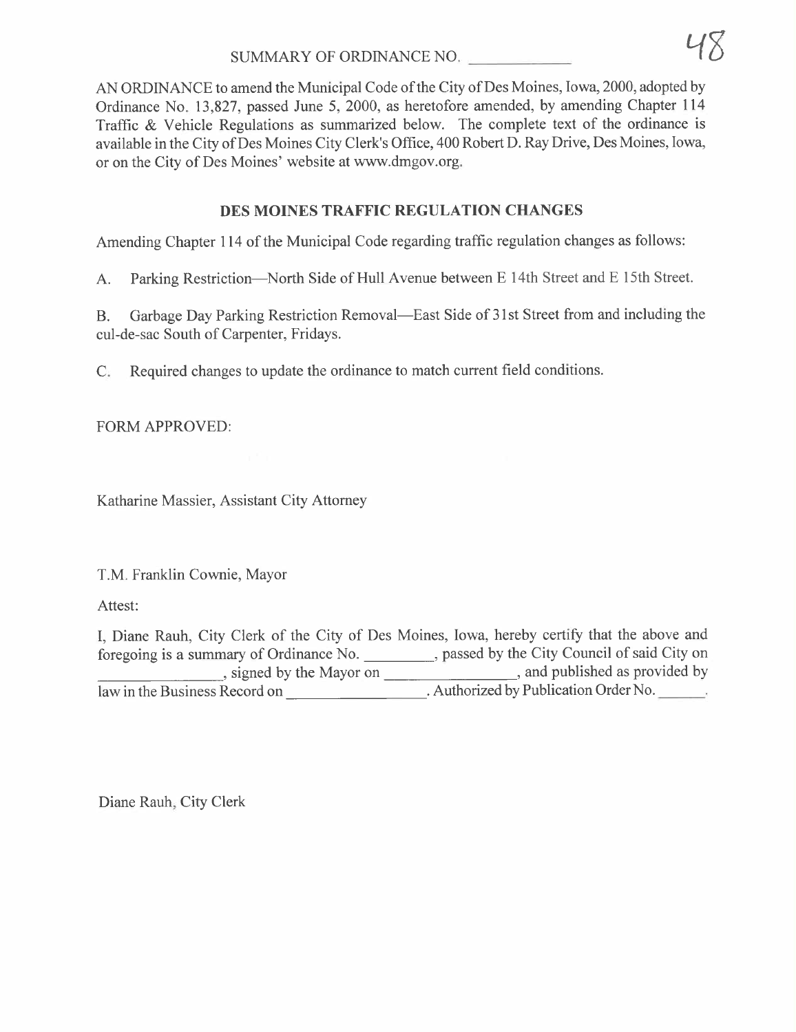SUMMARY OF ORDINANCE NO. ____________

AN ORDINANCE to amend the Municipal Code of the City of Des Moines, Iowa, 2000, adopted by Ordinance No. 13,827, passed June 5, 2000, as heretofore amended, by amending Chapter 114 Traffic & Vehicle Regulations as summarized below. The complete text of the ordinance is available in the City of Des Moines City Clerk's Office, 400 Robert D. Ray Drive, Des Moines, Iowa, or on the City of Des Moines' website at www.dmgov.org.

## DES MOINES TRAFFIC REGULATION CHANGES

Amending Chapter 114 of the Municipal Code regarding traffic regulation changes as follows:

A. Parking Restriction—North Side of Hull Avenue between E 14th Street and E 15th Street.

B. Garbage Day Parking Restriction Removal—East Side of 31st Street from and including the cul-de-sac South of Carpenter, Fridays.

C. Required changes to update the ordinance to match current field conditions.

FORM APPROVED:

Katharine Massier, Assistant City Attorney

T.M. Franklin Cownie, Mayor

Attest:

I, Diane Rauh, City Clerk of the City of Des Moines, Iowa, hereby certify that the above and foregoing is a summary of Ordinance No. _________, passed by the City Council of said City on ________________, signed by the Mayor on ________________, and published as provided by law in the Business Record on ________________. Authorized by Publication Order No. ______.

Diane Rauh, City Clerk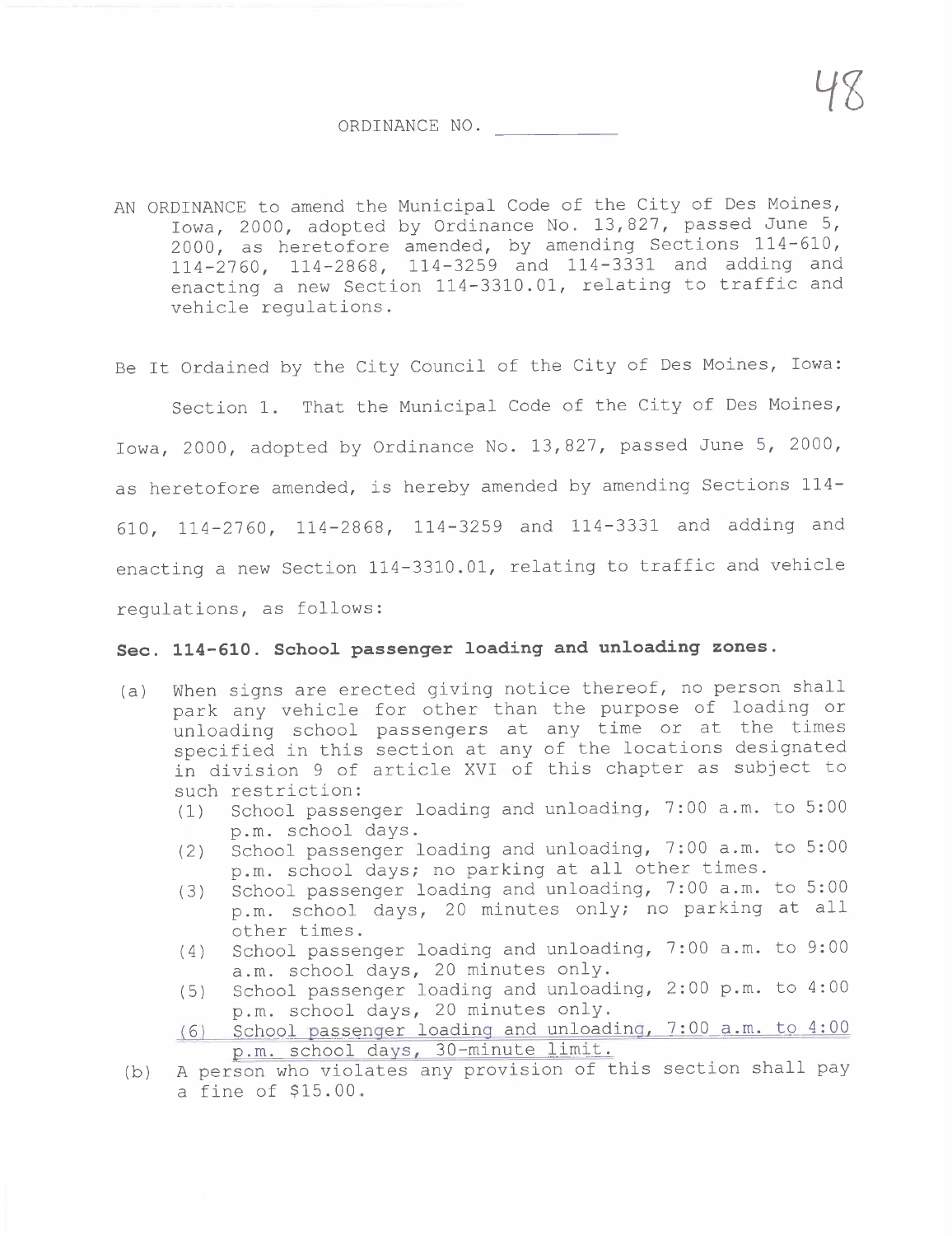ORDINANCE NO. ___________

AN ORDINANCE to amend the Municipal Code of the City of Des Moines, Iowa, 2000, adopted by Ordinance No. 13,827, passed June 5, 2000, as heretofore amended, by amending Sections 114-610, 114-2760, 114-2868, 114-3259 and 114-3331 and adding and enacting a new Section 114-3310.01, relating to traffic and vehicle regulations.

Be It Ordained by the City Council of the City of Des Moines, Iowa:

Section 1. That the Municipal Code of the City of Des Moines, Iowa, 2000, adopted by Ordinance No. 13,827, passed June 5, 2000, as heretofore amended, is hereby amended by amending Sections 114-610, 114-2760, 114-2868, 114-3259 and 114-3331 and adding and enacting a new Section 114-3310.01, relating to traffic and vehicle regulations, as follows:

**Sec. 114-610. School passenger loading and unloading zones.**

(a) When signs are erected giving notice thereof, no person shall park any vehicle for other than the purpose of loading or unloading school passengers at any time or at the times specified in this section at any of the locations designated in division 9 of article XVI of this chapter as subject to such restriction:
  (1) School passenger loading and unloading, 7:00 a.m. to 5:00 p.m. school days.
  (2) School passenger loading and unloading, 7:00 a.m. to 5:00 p.m. school days; no parking at all other times.
  (3) School passenger loading and unloading, 7:00 a.m. to 5:00 p.m. school days, 20 minutes only; no parking at all other times.
  (4) School passenger loading and unloading, 7:00 a.m. to 9:00 a.m. school days, 20 minutes only.
  (5) School passenger loading and unloading, 2:00 p.m. to 4:00 p.m. school days, 20 minutes only.
  (6) School passenger loading and unloading, 7:00 a.m. to 4:00 p.m. school days, 30-minute limit.

(b) A person who violates any provision of this section shall pay a fine of $15.00.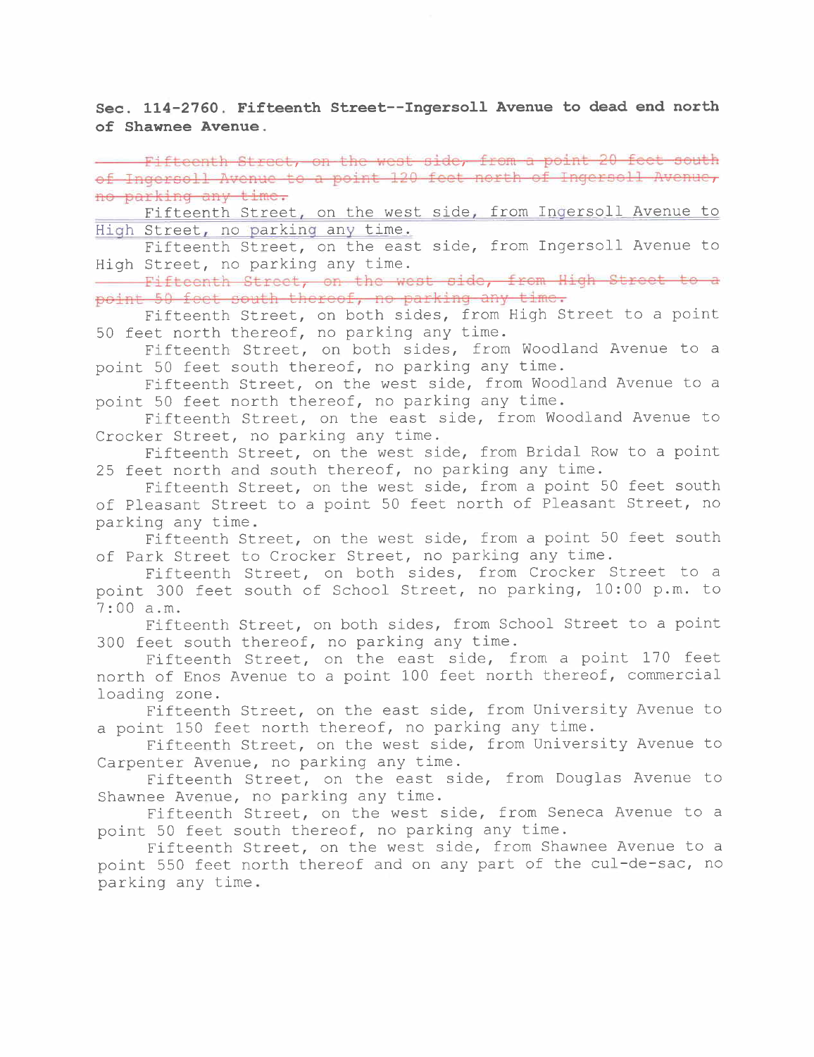**Sec. 114-2760. Fifteenth Street--Ingersoll Avenue to dead end north of Shawnee Avenue.**

~~Fifteenth Street, on the west side, from a point 20 feet south of Ingersoll Avenue to a point 120 feet north of Ingersoll Avenue, no parking any time.~~

<u>Fifteenth Street, on the west side, from Ingersoll Avenue to High Street, no parking any time.</u>

Fifteenth Street, on the east side, from Ingersoll Avenue to High Street, no parking any time.

~~Fifteenth Street, on the west side, from High Street to a point 50 feet south thereof, no parking any time.~~

Fifteenth Street, on both sides, from High Street to a point 50 feet north thereof, no parking any time.

Fifteenth Street, on both sides, from Woodland Avenue to a point 50 feet south thereof, no parking any time.

Fifteenth Street, on the west side, from Woodland Avenue to a point 50 feet north thereof, no parking any time.

Fifteenth Street, on the east side, from Woodland Avenue to Crocker Street, no parking any time.

Fifteenth Street, on the west side, from Bridal Row to a point 25 feet north and south thereof, no parking any time.

Fifteenth Street, on the west side, from a point 50 feet south of Pleasant Street to a point 50 feet north of Pleasant Street, no parking any time.

Fifteenth Street, on the west side, from a point 50 feet south of Park Street to Crocker Street, no parking any time.

Fifteenth Street, on both sides, from Crocker Street to a point 300 feet south of School Street, no parking, 10:00 p.m. to 7:00 a.m.

Fifteenth Street, on both sides, from School Street to a point 300 feet south thereof, no parking any time.

Fifteenth Street, on the east side, from a point 170 feet north of Enos Avenue to a point 100 feet north thereof, commercial loading zone.

Fifteenth Street, on the east side, from University Avenue to a point 150 feet north thereof, no parking any time.

Fifteenth Street, on the west side, from University Avenue to Carpenter Avenue, no parking any time.

Fifteenth Street, on the east side, from Douglas Avenue to Shawnee Avenue, no parking any time.

Fifteenth Street, on the west side, from Seneca Avenue to a point 50 feet south thereof, no parking any time.

Fifteenth Street, on the west side, from Shawnee Avenue to a point 550 feet north thereof and on any part of the cul-de-sac, no parking any time.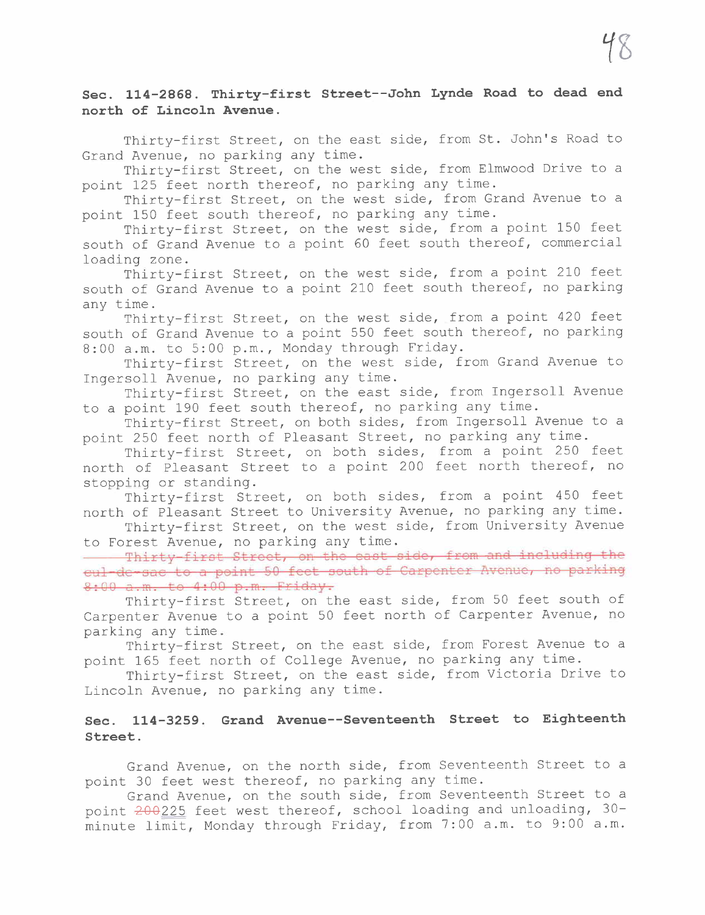**Sec. 114-2868. Thirty-first Street--John Lynde Road to dead end north of Lincoln Avenue.**

Thirty-first Street, on the east side, from St. John's Road to Grand Avenue, no parking any time.

Thirty-first Street, on the west side, from Elmwood Drive to a point 125 feet north thereof, no parking any time.

Thirty-first Street, on the west side, from Grand Avenue to a point 150 feet south thereof, no parking any time.

Thirty-first Street, on the west side, from a point 150 feet south of Grand Avenue to a point 60 feet south thereof, commercial loading zone.

Thirty-first Street, on the west side, from a point 210 feet south of Grand Avenue to a point 210 feet south thereof, no parking any time.

Thirty-first Street, on the west side, from a point 420 feet south of Grand Avenue to a point 550 feet south thereof, no parking 8:00 a.m. to 5:00 p.m., Monday through Friday.

Thirty-first Street, on the west side, from Grand Avenue to Ingersoll Avenue, no parking any time.

Thirty-first Street, on the east side, from Ingersoll Avenue to a point 190 feet south thereof, no parking any time.

Thirty-first Street, on both sides, from Ingersoll Avenue to a point 250 feet north of Pleasant Street, no parking any time.

Thirty-first Street, on both sides, from a point 250 feet north of Pleasant Street to a point 200 feet north thereof, no stopping or standing.

Thirty-first Street, on both sides, from a point 450 feet north of Pleasant Street to University Avenue, no parking any time.

Thirty-first Street, on the west side, from University Avenue to Forest Avenue, no parking any time.

~~Thirty-first Street, on the east side, from and including the cul-de-sac to a point 50 feet south of Carpenter Avenue, no parking 8:00 a.m. to 4:00 p.m. Friday.~~

Thirty-first Street, on the east side, from 50 feet south of Carpenter Avenue to a point 50 feet north of Carpenter Avenue, no parking any time.

Thirty-first Street, on the east side, from Forest Avenue to a point 165 feet north of College Avenue, no parking any time.

Thirty-first Street, on the east side, from Victoria Drive to Lincoln Avenue, no parking any time.

**Sec. 114-3259. Grand Avenue--Seventeenth Street to Eighteenth Street.**

Grand Avenue, on the north side, from Seventeenth Street to a point 30 feet west thereof, no parking any time.

Grand Avenue, on the south side, from Seventeenth Street to a point ~~200~~225 feet west thereof, school loading and unloading, 30-minute limit, Monday through Friday, from 7:00 a.m. to 9:00 a.m.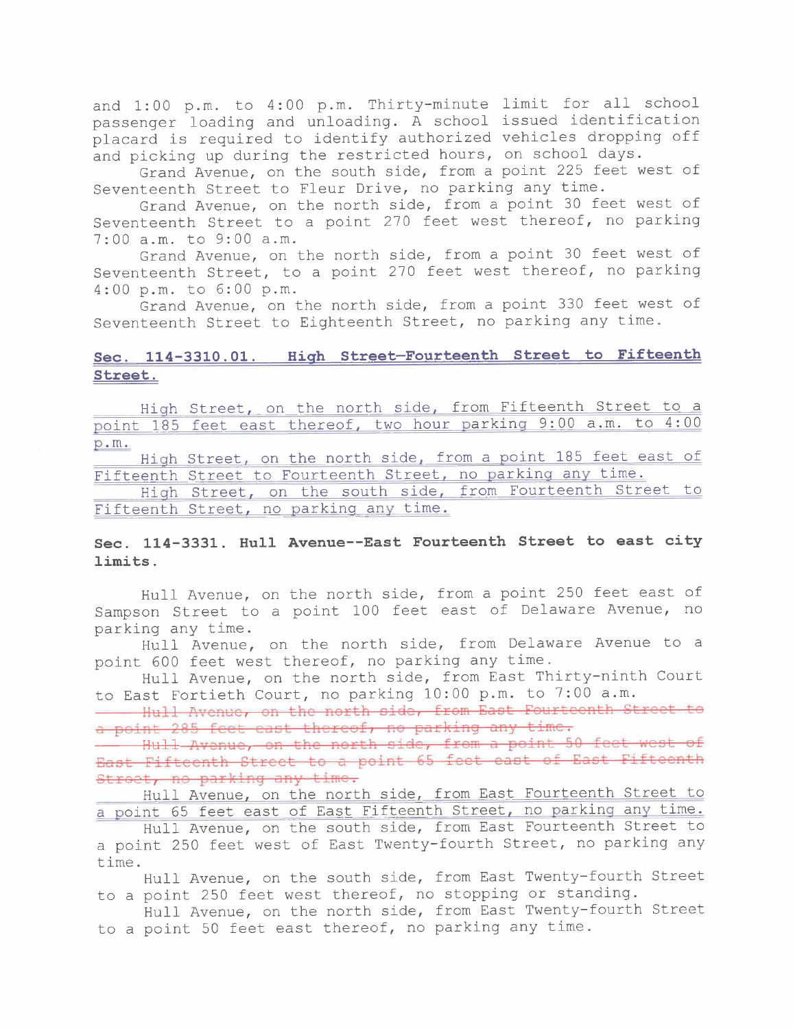and 1:00 p.m. to 4:00 p.m. Thirty-minute limit for all school passenger loading and unloading. A school issued identification placard is required to identify authorized vehicles dropping off and picking up during the restricted hours, on school days.

Grand Avenue, on the south side, from a point 225 feet west of Seventeenth Street to Fleur Drive, no parking any time.

Grand Avenue, on the north side, from a point 30 feet west of Seventeenth Street to a point 270 feet west thereof, no parking 7:00 a.m. to 9:00 a.m.

Grand Avenue, on the north side, from a point 30 feet west of Seventeenth Street, to a point 270 feet west thereof, no parking 4:00 p.m. to 6:00 p.m.

Grand Avenue, on the north side, from a point 330 feet west of Seventeenth Street to Eighteenth Street, no parking any time.

**<u>Sec. 114-3310.01. High Street—Fourteenth Street to Fifteenth Street.</u>**

<u>High Street, on the north side, from Fifteenth Street to a point 185 feet east thereof, two hour parking 9:00 a.m. to 4:00 p.m.</u>

<u>High Street, on the north side, from a point 185 feet east of Fifteenth Street to Fourteenth Street, no parking any time.</u>

<u>High Street, on the south side, from Fourteenth Street to Fifteenth Street, no parking any time.</u>

**Sec. 114-3331. Hull Avenue--East Fourteenth Street to east city limits.**

Hull Avenue, on the north side, from a point 250 feet east of Sampson Street to a point 100 feet east of Delaware Avenue, no parking any time.

Hull Avenue, on the north side, from Delaware Avenue to a point 600 feet west thereof, no parking any time.

Hull Avenue, on the north side, from East Thirty-ninth Court to East Fortieth Court, no parking 10:00 p.m. to 7:00 a.m.

~~Hull Avenue, on the north side, from East Fourteenth Street to a point 285 feet east thereof, no parking any time.~~

~~Hull Avenue, on the north side, from a point 50 feet west of East Fifteenth Street to a point 65 feet east of East Fifteenth Street, no parking any time.~~

<u>Hull Avenue, on the north side, from East Fourteenth Street to a point 65 feet east of East Fifteenth Street, no parking any time.</u>

Hull Avenue, on the south side, from East Fourteenth Street to a point 250 feet west of East Twenty-fourth Street, no parking any time.

Hull Avenue, on the south side, from East Twenty-fourth Street to a point 250 feet west thereof, no stopping or standing.

Hull Avenue, on the north side, from East Twenty-fourth Street to a point 50 feet east thereof, no parking any time.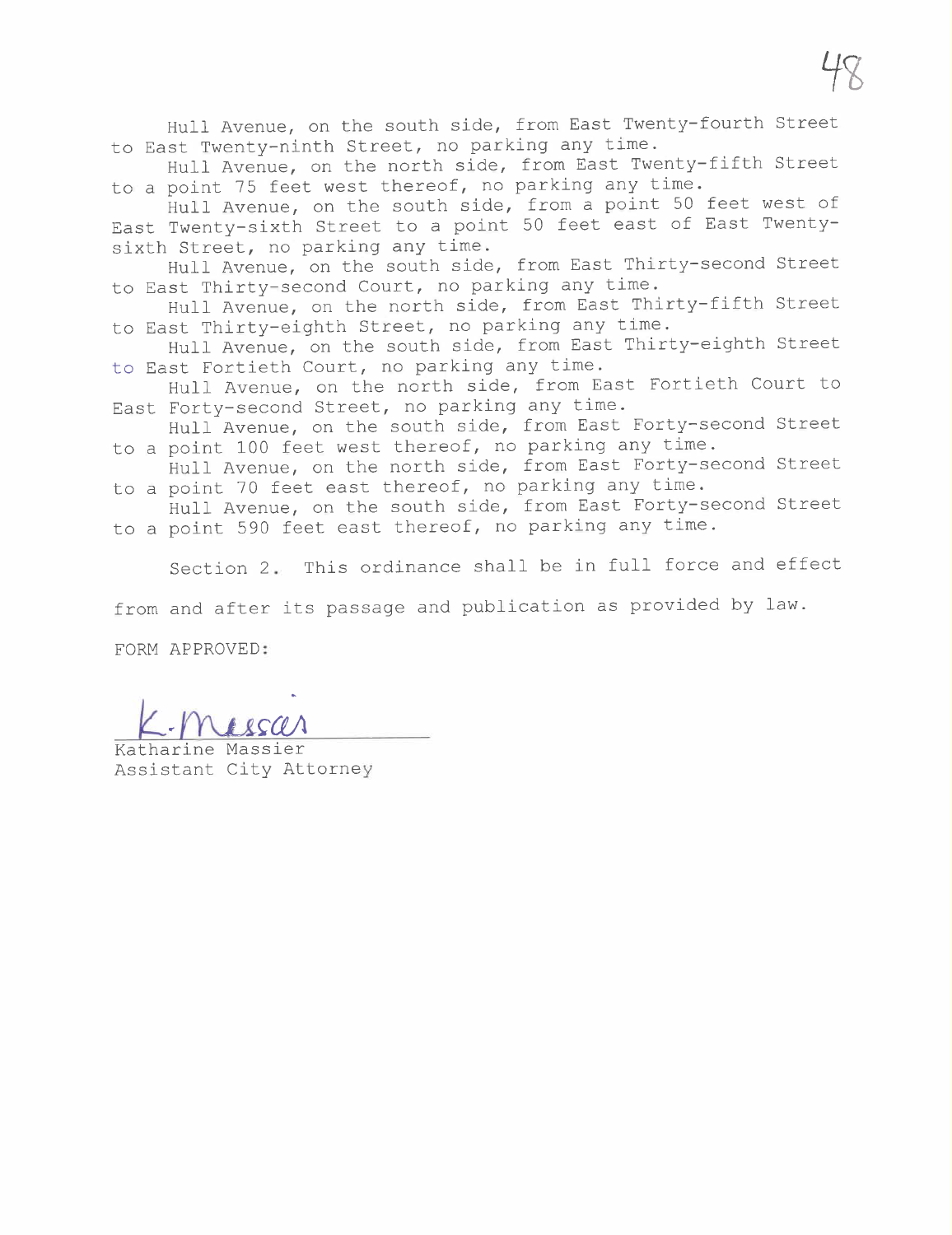Hull Avenue, on the south side, from East Twenty-fourth Street to East Twenty-ninth Street, no parking any time.

Hull Avenue, on the north side, from East Twenty-fifth Street to a point 75 feet west thereof, no parking any time.

Hull Avenue, on the south side, from a point 50 feet west of East Twenty-sixth Street to a point 50 feet east of East Twenty-sixth Street, no parking any time.

Hull Avenue, on the south side, from East Thirty-second Street to East Thirty-second Court, no parking any time.

Hull Avenue, on the north side, from East Thirty-fifth Street to East Thirty-eighth Street, no parking any time.

Hull Avenue, on the south side, from East Thirty-eighth Street to East Fortieth Court, no parking any time.

Hull Avenue, on the north side, from East Fortieth Court to East Forty-second Street, no parking any time.

Hull Avenue, on the south side, from East Forty-second Street to a point 100 feet west thereof, no parking any time.

Hull Avenue, on the north side, from East Forty-second Street to a point 70 feet east thereof, no parking any time.

Hull Avenue, on the south side, from East Forty-second Street to a point 590 feet east thereof, no parking any time.

Section 2. This ordinance shall be in full force and effect from and after its passage and publication as provided by law.

FORM APPROVED:

K. Massier

Katharine Massier
Assistant City Attorney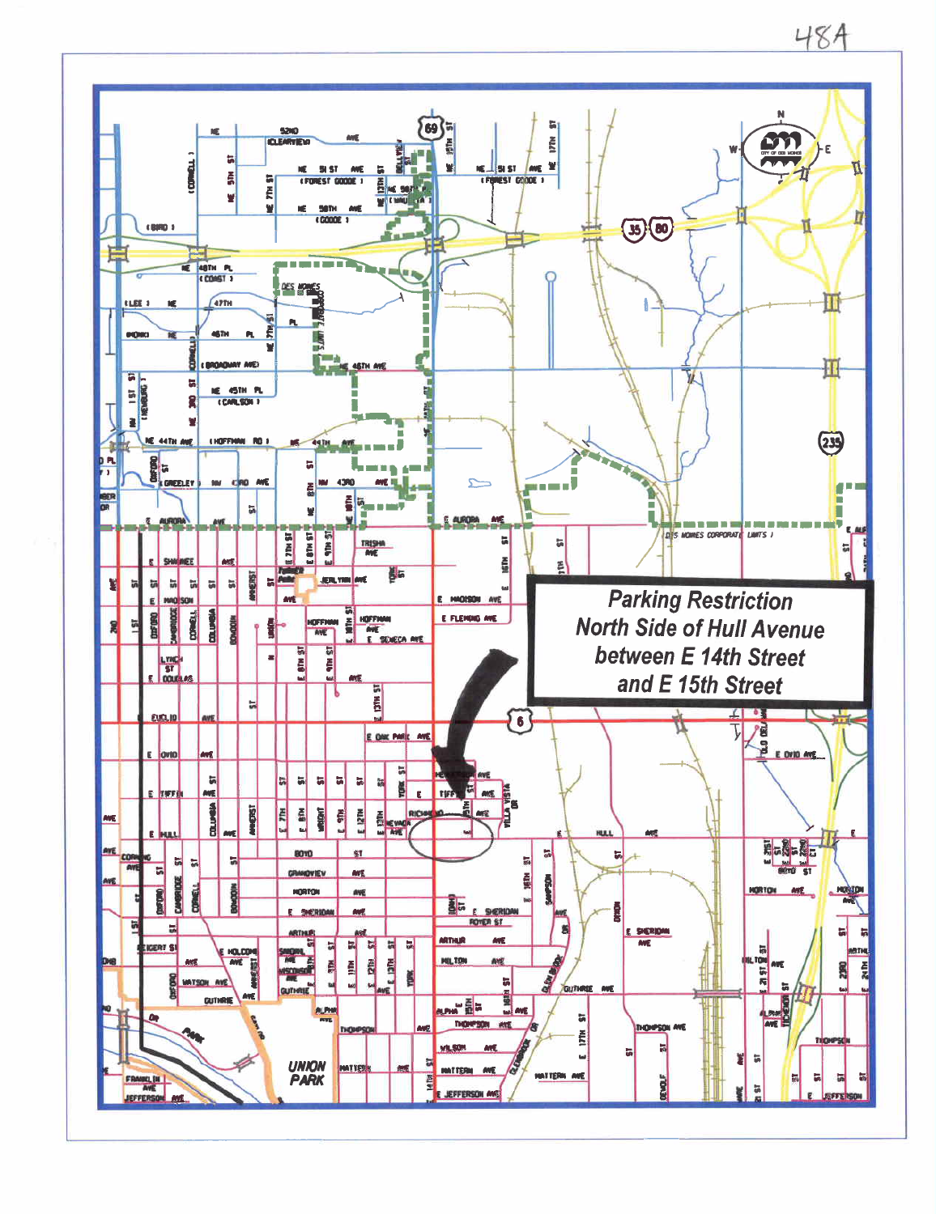48A

**Parking Restriction**
**North Side of Hull Avenue**
**between E 14th Street**
**and E 15th Street**